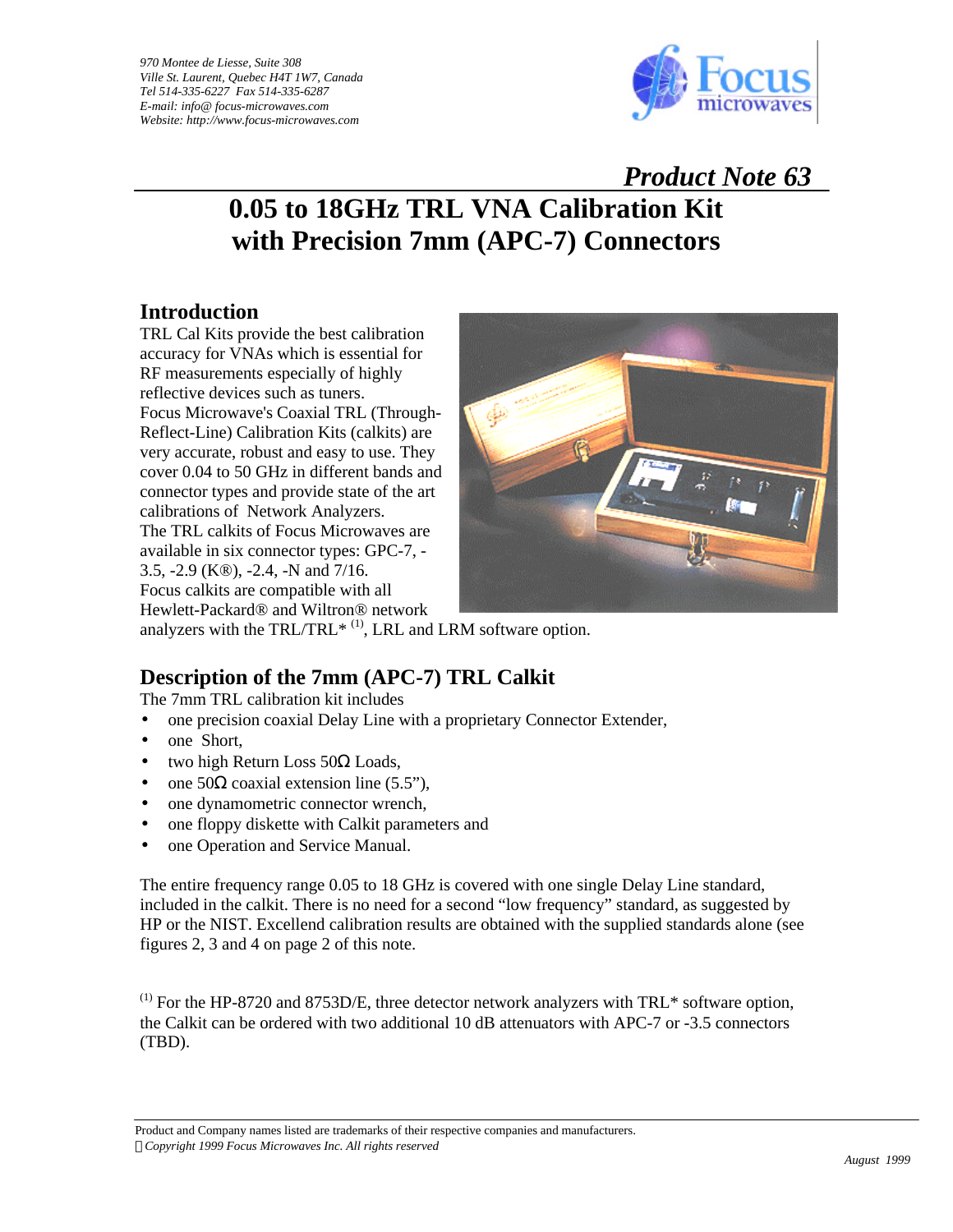970 Montee de Liesse, Suite 308
Ville St. Laurent, Quebec H4T 1W7, Canada
Tel 514-335-6227 Fax 514-335-6287
E-mail: info@ focus-microwaves.com
Website: http://www.focus-microwaves.com

*Product Note 63*

# 0.05 to 18GHz TRL VNA Calibration Kit with Precision 7mm (APC-7) Connectors

## Introduction

TRL Cal Kits provide the best calibration accuracy for VNAs which is essential for RF measurements especially of highly reflective devices such as tuners.
Focus Microwave's Coaxial TRL (Through-Reflect-Line) Calibration Kits (calkits) are very accurate, robust and easy to use. They cover 0.04 to 50 GHz in different bands and connector types and provide state of the art calibrations of Network Analyzers.
The TRL calkits of Focus Microwaves are available in six connector types: GPC-7, -3.5, -2.9 (K®), -2.4, -N and 7/16.
Focus calkits are compatible with all Hewlett-Packard® and Wiltron® network analyzers with the TRL/TRL* [(1)], LRL and LRM software option.

## Description of the 7mm (APC-7) TRL Calkit

The 7mm TRL calibration kit includes

- one precision coaxial Delay Line with a proprietary Connector Extender,
- one Short,
- two high Return Loss 50Ω Loads,
- one 50Ω coaxial extension line (5.5"),
- one dynamometric connector wrench,
- one floppy diskette with Calkit parameters and
- one Operation and Service Manual.

The entire frequency range 0.05 to 18 GHz is covered with one single Delay Line standard, included in the calkit. There is no need for a second "low frequency" standard, as suggested by HP or the NIST. Excellend calibration results are obtained with the supplied standards alone (see figures 2, 3 and 4 on page 2 of this note.

[(1)] For the HP-8720 and 8753D/E, three detector network analyzers with TRL* software option, the Calkit can be ordered with two additional 10 dB attenuators with APC-7 or -3.5 connectors (TBD).

Product and Company names listed are trademarks of their respective companies and manufacturers.
*©Copyright 1999 Focus Microwaves Inc. All rights reserved*

*August 1999*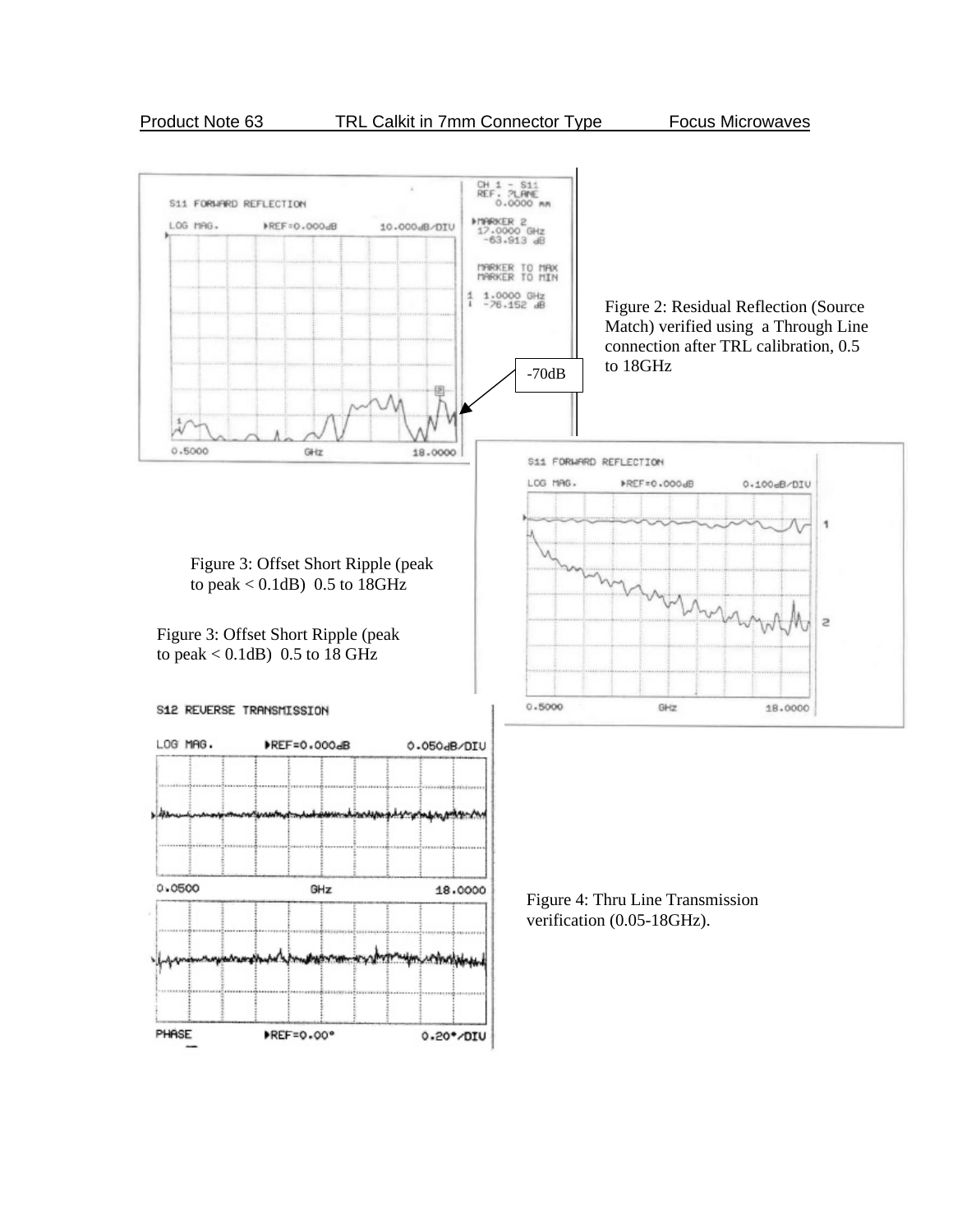S11 FORWARD REFLECTION

LOG MAG. REF=0.000dB 10.000dB/DIV

CH 1 - S11
REF. PLANE
0.0000 mm

MARKER 2
17.0000 GHz
-63.813 dB

MARKER TO MAX
MARKER TO MIN

1 1.0000 GHz
-76.152 dB

-70dB

0.5000 GHz 18.0000

Figure 2: Residual Reflection (Source Match) verified using a Through Line connection after TRL calibration, 0.5 to 18GHz

S11 FORWARD REFLECTION

LOG MAG. REF=0.000dB 0.100dB/DIV

1

2

0.5000 GHz 18.0000

Figure 3: Offset Short Ripple (peak to peak < 0.1dB) 0.5 to 18GHz

Figure 3: Offset Short Ripple (peak to peak < 0.1dB) 0.5 to 18 GHz

S12 REVERSE TRANSMISSION

LOG MAG. REF=0.000dB 0.050dB/DIV

0.0500 GHz 18.0000

PHASE REF=0.00° 0.20°/DIV

Figure 4: Thru Line Transmission verification (0.05-18GHz).